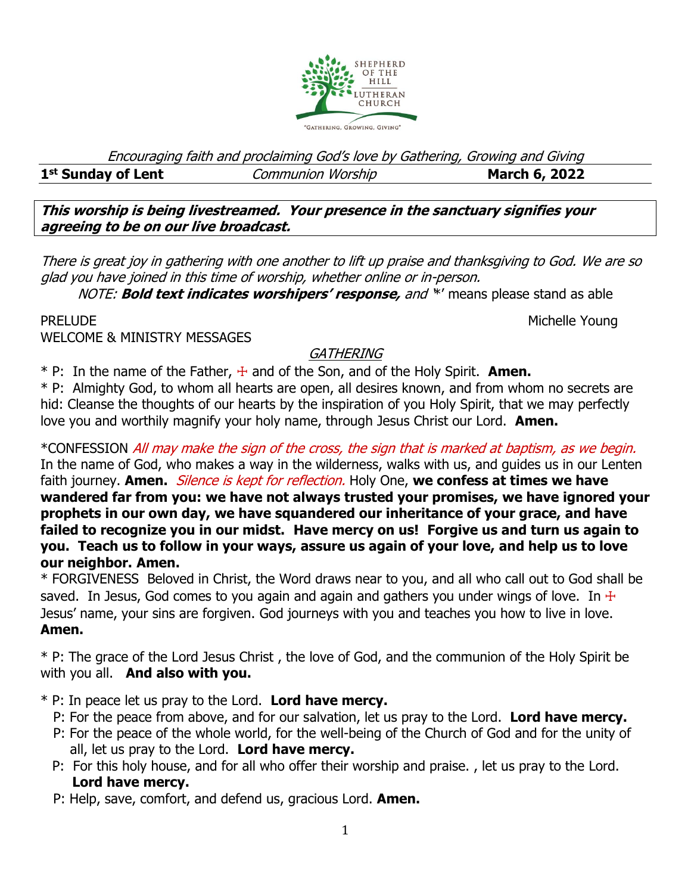SHEPHERD OF THE HILL LUTHERAN CHURCH

"GATHERING, GROWING, GIVING"

*Encouraging faith and proclaiming God's love by Gathering, Growing and Giving*

**1st Sunday of Lent** *Communion Worship* **March 6, 2022**

***This worship is being livestreamed. Your presence in the sanctuary signifies your agreeing to be on our live broadcast.***

*There is great joy in gathering with one another to lift up praise and thanksgiving to God. We are so glad you have joined in this time of worship, whether online or in-person.*

*NOTE:* ***Bold text indicates worshipers' response,*** *and* '*' means please stand as able

PRELUDE Michelle Young

WELCOME & MINISTRY MESSAGES

## *GATHERING*

\* P: In the name of the Father, ☩ and of the Son, and of the Holy Spirit. **Amen.**

\* P: Almighty God, to whom all hearts are open, all desires known, and from whom no secrets are hid: Cleanse the thoughts of our hearts by the inspiration of you Holy Spirit, that we may perfectly love you and worthily magnify your holy name, through Jesus Christ our Lord. **Amen.**

*CONFESSION *All may make the sign of the cross, the sign that is marked at baptism, as we begin.* In the name of God, who makes a way in the wilderness, walks with us, and guides us in our Lenten faith journey. **Amen.** *Silence is kept for reflection.* Holy One, **we confess at times we have wandered far from you: we have not always trusted your promises, we have ignored your prophets in our own day, we have squandered our inheritance of your grace, and have failed to recognize you in our midst. Have mercy on us! Forgive us and turn us again to you. Teach us to follow in your ways, assure us again of your love, and help us to love our neighbor. Amen.**

\* FORGIVENESS Beloved in Christ, the Word draws near to you, and all who call out to God shall be saved. In Jesus, God comes to you again and again and gathers you under wings of love. In ☩ Jesus' name, your sins are forgiven. God journeys with you and teaches you how to live in love. **Amen.**

\* P: The grace of the Lord Jesus Christ , the love of God, and the communion of the Holy Spirit be with you all. **And also with you.**

\* P: In peace let us pray to the Lord. **Lord have mercy.**
P: For the peace from above, and for our salvation, let us pray to the Lord. **Lord have mercy.**
P: For the peace of the whole world, for the well-being of the Church of God and for the unity of all, let us pray to the Lord. **Lord have mercy.**
P: For this holy house, and for all who offer their worship and praise. , let us pray to the Lord. **Lord have mercy.**
P: Help, save, comfort, and defend us, gracious Lord. **Amen.**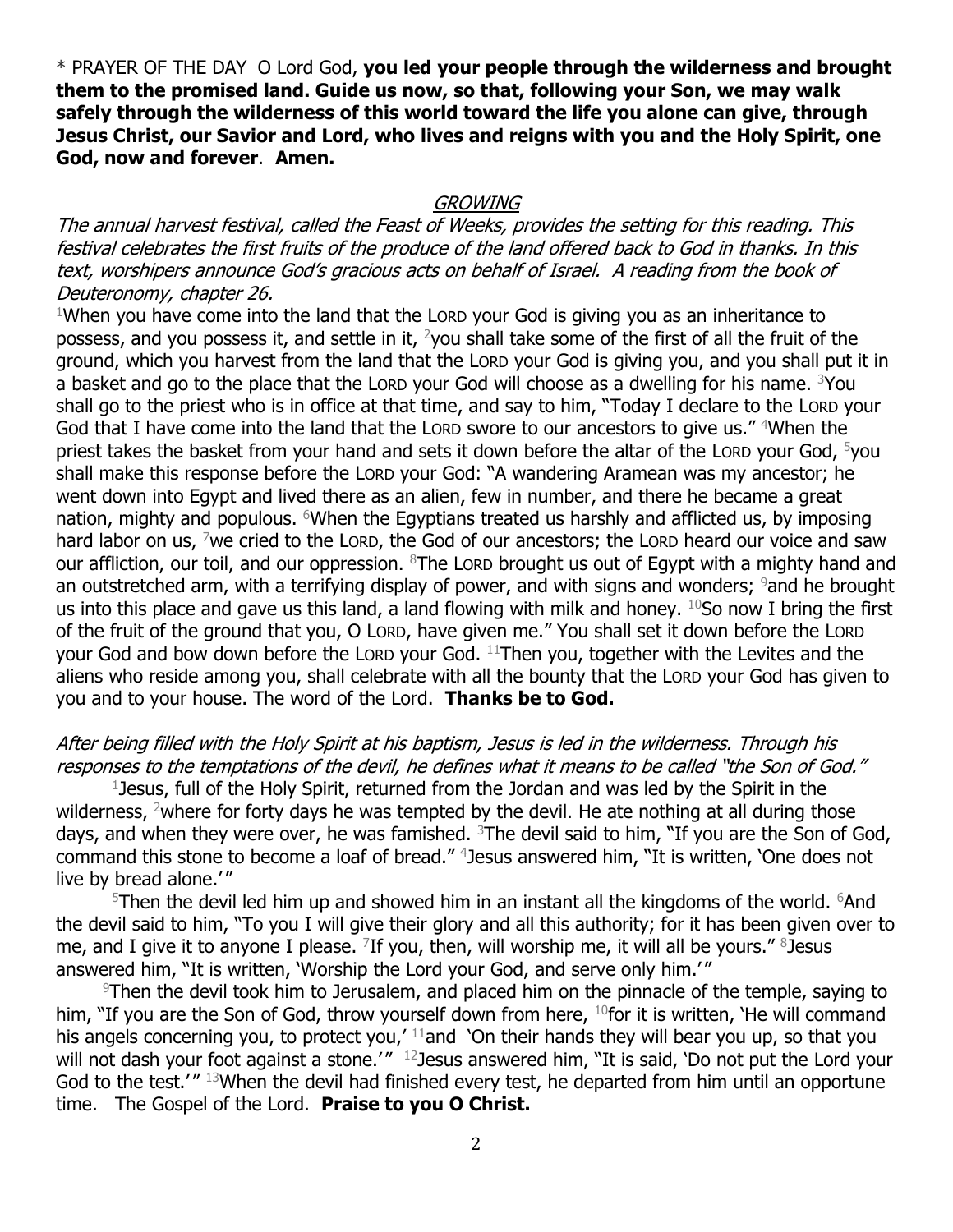* PRAYER OF THE DAY O Lord God, **you led your people through the wilderness and brought them to the promised land. Guide us now, so that, following your Son, we may walk safely through the wilderness of this world toward the life you alone can give, through Jesus Christ, our Savior and Lord, who lives and reigns with you and the Holy Spirit, one God, now and forever**. **Amen.**

## *GROWING*

*The annual harvest festival, called the Feast of Weeks, provides the setting for this reading. This festival celebrates the first fruits of the produce of the land offered back to God in thanks. In this text, worshipers announce God's gracious acts on behalf of Israel. A reading from the book of Deuteronomy, chapter 26.*

[1]When you have come into the land that the LORD your God is giving you as an inheritance to possess, and you possess it, and settle in it, [2]you shall take some of the first of all the fruit of the ground, which you harvest from the land that the LORD your God is giving you, and you shall put it in a basket and go to the place that the LORD your God will choose as a dwelling for his name. [3]You shall go to the priest who is in office at that time, and say to him, "Today I declare to the LORD your God that I have come into the land that the LORD swore to our ancestors to give us." [4]When the priest takes the basket from your hand and sets it down before the altar of the LORD your God, [5]you shall make this response before the LORD your God: "A wandering Aramean was my ancestor; he went down into Egypt and lived there as an alien, few in number, and there he became a great nation, mighty and populous. [6]When the Egyptians treated us harshly and afflicted us, by imposing hard labor on us, [7]we cried to the LORD, the God of our ancestors; the LORD heard our voice and saw our affliction, our toil, and our oppression. [8]The LORD brought us out of Egypt with a mighty hand and an outstretched arm, with a terrifying display of power, and with signs and wonders; [9]and he brought us into this place and gave us this land, a land flowing with milk and honey. [10]So now I bring the first of the fruit of the ground that you, O LORD, have given me." You shall set it down before the LORD your God and bow down before the LORD your God. [11]Then you, together with the Levites and the aliens who reside among you, shall celebrate with all the bounty that the LORD your God has given to you and to your house. The word of the Lord. **Thanks be to God.**

*After being filled with the Holy Spirit at his baptism, Jesus is led in the wilderness. Through his responses to the temptations of the devil, he defines what it means to be called "the Son of God."*

[1]Jesus, full of the Holy Spirit, returned from the Jordan and was led by the Spirit in the wilderness, [2]where for forty days he was tempted by the devil. He ate nothing at all during those days, and when they were over, he was famished. [3]The devil said to him, "If you are the Son of God, command this stone to become a loaf of bread." [4]Jesus answered him, "It is written, 'One does not live by bread alone.'"

[5]Then the devil led him up and showed him in an instant all the kingdoms of the world. [6]And the devil said to him, "To you I will give their glory and all this authority; for it has been given over to me, and I give it to anyone I please. [7]If you, then, will worship me, it will all be yours." [8]Jesus answered him, "It is written, 'Worship the Lord your God, and serve only him.'"

[9]Then the devil took him to Jerusalem, and placed him on the pinnacle of the temple, saying to him, "If you are the Son of God, throw yourself down from here, [10]for it is written, 'He will command his angels concerning you, to protect you,' [11]and 'On their hands they will bear you up, so that you will not dash your foot against a stone.'" [12]Jesus answered him, "It is said, 'Do not put the Lord your God to the test.'" [13]When the devil had finished every test, he departed from him until an opportune time. The Gospel of the Lord. **Praise to you O Christ.**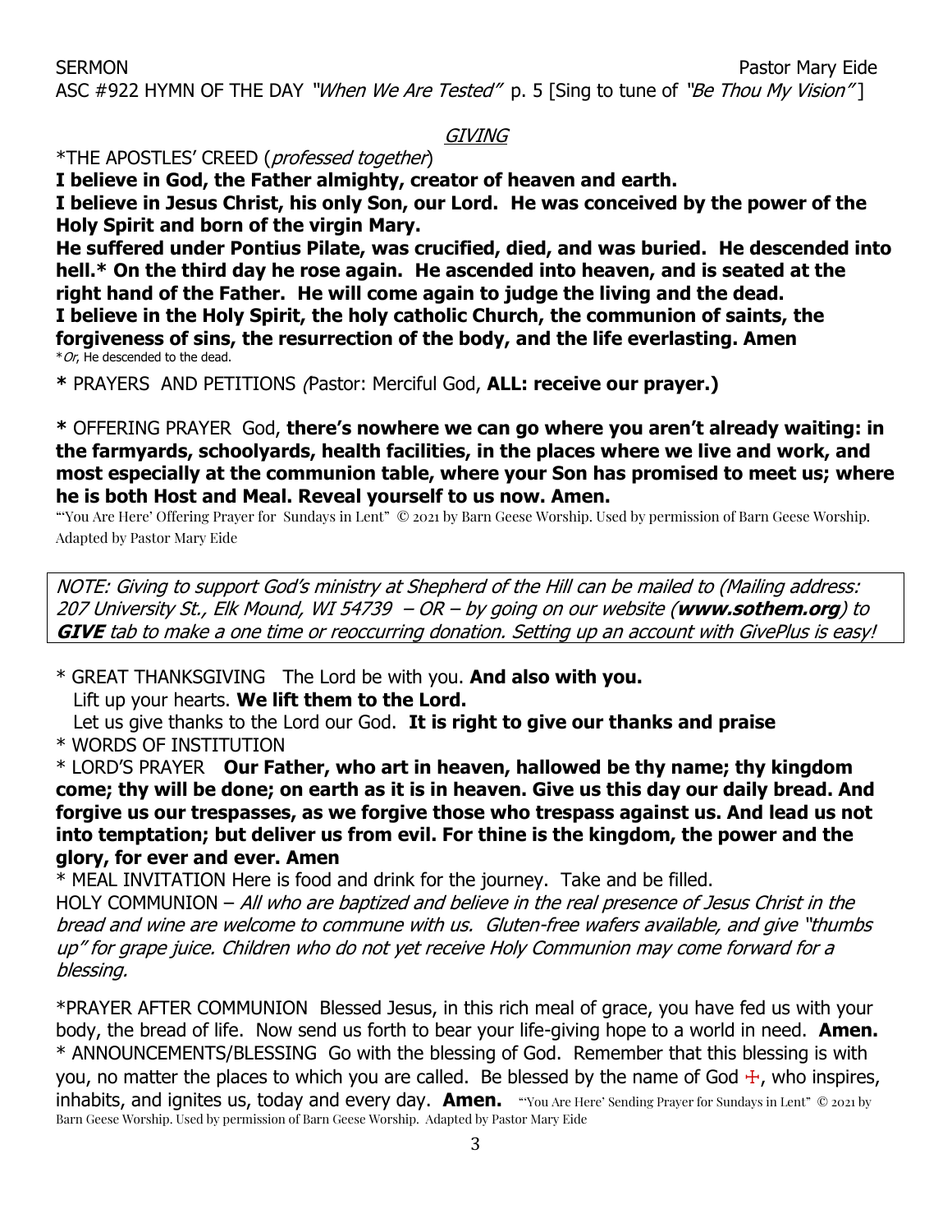SERMON Pastor Mary Eide

ASC #922 HYMN OF THE DAY *"When We Are Tested"* p. 5 [Sing to tune of *"Be Thou My Vision"*]

## *GIVING*

*THE APOSTLES' CREED (*professed together*)

**I believe in God, the Father almighty, creator of heaven and earth.**

**I believe in Jesus Christ, his only Son, our Lord. He was conceived by the power of the Holy Spirit and born of the virgin Mary.**

**He suffered under Pontius Pilate, was crucified, died, and was buried. He descended into hell.* On the third day he rose again. He ascended into heaven, and is seated at the right hand of the Father. He will come again to judge the living and the dead.**

**I believe in the Holy Spirit, the holy catholic Church, the communion of saints, the forgiveness of sins, the resurrection of the body, and the life everlasting. Amen**

**Or*, He descended to the dead.

**\*** PRAYERS AND PETITIONS *(*Pastor: Merciful God, **ALL: receive our prayer.)**

**\*** OFFERING PRAYER God, **there's nowhere we can go where you aren't already waiting: in the farmyards, schoolyards, health facilities, in the places where we live and work, and most especially at the communion table, where your Son has promised to meet us; where he is both Host and Meal. Reveal yourself to us now. Amen.**

"'You Are Here' Offering Prayer for Sundays in Lent" © 2021 by Barn Geese Worship. Used by permission of Barn Geese Worship. Adapted by Pastor Mary Eide

*NOTE: Giving to support God's ministry at Shepherd of the Hill can be mailed to (Mailing address: 207 University St., Elk Mound, WI 54739 – OR – by going on our website (**www.sothem.org**) to **GIVE** tab to make a one time or reoccurring donation. Setting up an account with GivePlus is easy!*

\* GREAT THANKSGIVING The Lord be with you. **And also with you.**
Lift up your hearts. **We lift them to the Lord.**
Let us give thanks to the Lord our God. **It is right to give our thanks and praise**

\* WORDS OF INSTITUTION

\* LORD'S PRAYER **Our Father, who art in heaven, hallowed be thy name; thy kingdom come; thy will be done; on earth as it is in heaven. Give us this day our daily bread. And forgive us our trespasses, as we forgive those who trespass against us. And lead us not into temptation; but deliver us from evil. For thine is the kingdom, the power and the glory, for ever and ever. Amen**

\* MEAL INVITATION Here is food and drink for the journey. Take and be filled.

HOLY COMMUNION – *All who are baptized and believe in the real presence of Jesus Christ in the bread and wine are welcome to commune with us. Gluten-free wafers available, and give "thumbs up" for grape juice. Children who do not yet receive Holy Communion may come forward for a blessing.*

*PRAYER AFTER COMMUNION Blessed Jesus, in this rich meal of grace, you have fed us with your body, the bread of life. Now send us forth to bear your life-giving hope to a world in need. **Amen.**

\* ANNOUNCEMENTS/BLESSING Go with the blessing of God. Remember that this blessing is with you, no matter the places to which you are called. Be blessed by the name of God ☩, who inspires, inhabits, and ignites us, today and every day. **Amen.** "'You Are Here' Sending Prayer for Sundays in Lent" © 2021 by Barn Geese Worship. Used by permission of Barn Geese Worship. Adapted by Pastor Mary Eide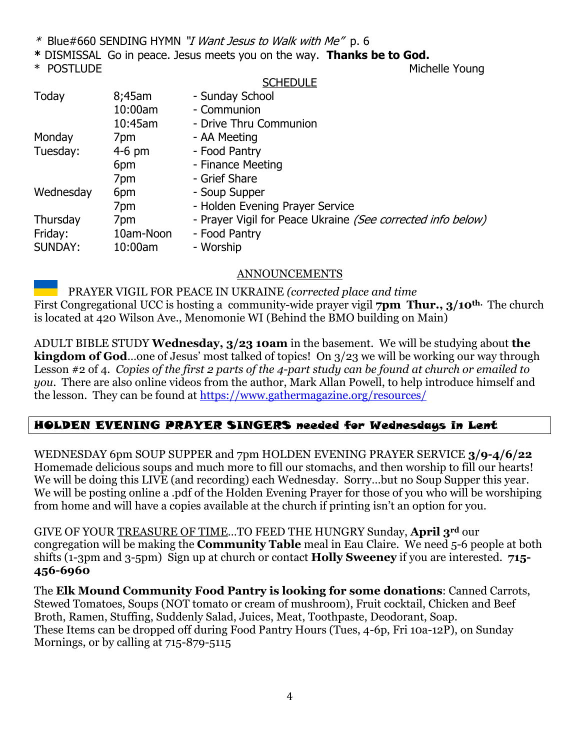\* Blue#660 SENDING HYMN *"I Want Jesus to Walk with Me"* p. 6

**\*** DISMISSAL Go in peace. Jesus meets you on the way. **Thanks be to God.**

\* POSTLUDE Michelle Young

## SCHEDULE

| | | |
|---|---|---|
| Today | 8;45am | - Sunday School |
| | 10:00am | - Communion |
| | 10:45am | - Drive Thru Communion |
| Monday | 7pm | - AA Meeting |
| Tuesday: | 4-6 pm | - Food Pantry |
| | 6pm | - Finance Meeting |
| | 7pm | - Grief Share |
| Wednesday | 6pm | - Soup Supper |
| | 7pm | - Holden Evening Prayer Service |
| Thursday | 7pm | - Prayer Vigil for Peace Ukraine *(See corrected info below)* |
| Friday: | 10am-Noon | - Food Pantry |
| SUNDAY: | 10:00am | - Worship |

## ANNOUNCEMENTS

PRAYER VIGIL FOR PEACE IN UKRAINE *(corrected place and time*
First Congregational UCC is hosting a community-wide prayer vigil **7pm Thur., 3/10th.** The church is located at 420 Wilson Ave., Menomonie WI (Behind the BMO building on Main)

ADULT BIBLE STUDY **Wednesday, 3/23 10am** in the basement. We will be studying about **the kingdom of God**…one of Jesus' most talked of topics! On 3/23 we will be working our way through Lesson #2 of 4. *Copies of the first 2 parts of the 4-part study can be found at church or emailed to you.* There are also online videos from the author, Mark Allan Powell, to help introduce himself and the lesson. They can be found at https://www.gathermagazine.org/resources/

### HOLDEN EVENING PRAYER SINGERS needed for Wednesdays in Lent

WEDNESDAY 6pm SOUP SUPPER and 7pm HOLDEN EVENING PRAYER SERVICE **3/9-4/6/22** Homemade delicious soups and much more to fill our stomachs, and then worship to fill our hearts! We will be doing this LIVE (and recording) each Wednesday. Sorry…but no Soup Supper this year. We will be posting online a .pdf of the Holden Evening Prayer for those of you who will be worshiping from home and will have a copies available at the church if printing isn't an option for you.

GIVE OF YOUR TREASURE OF TIME…TO FEED THE HUNGRY Sunday, **April 3rd** our congregation will be making the **Community Table** meal in Eau Claire. We need 5-6 people at both shifts (1-3pm and 3-5pm) Sign up at church or contact **Holly Sweeney** if you are interested. **715-456-6960**

The **Elk Mound Community Food Pantry is looking for some donations**: Canned Carrots, Stewed Tomatoes, Soups (NOT tomato or cream of mushroom), Fruit cocktail, Chicken and Beef Broth, Ramen, Stuffing, Suddenly Salad, Juices, Meat, Toothpaste, Deodorant, Soap.
These Items can be dropped off during Food Pantry Hours (Tues, 4-6p, Fri 10a-12P), on Sunday Mornings, or by calling at 715-879-5115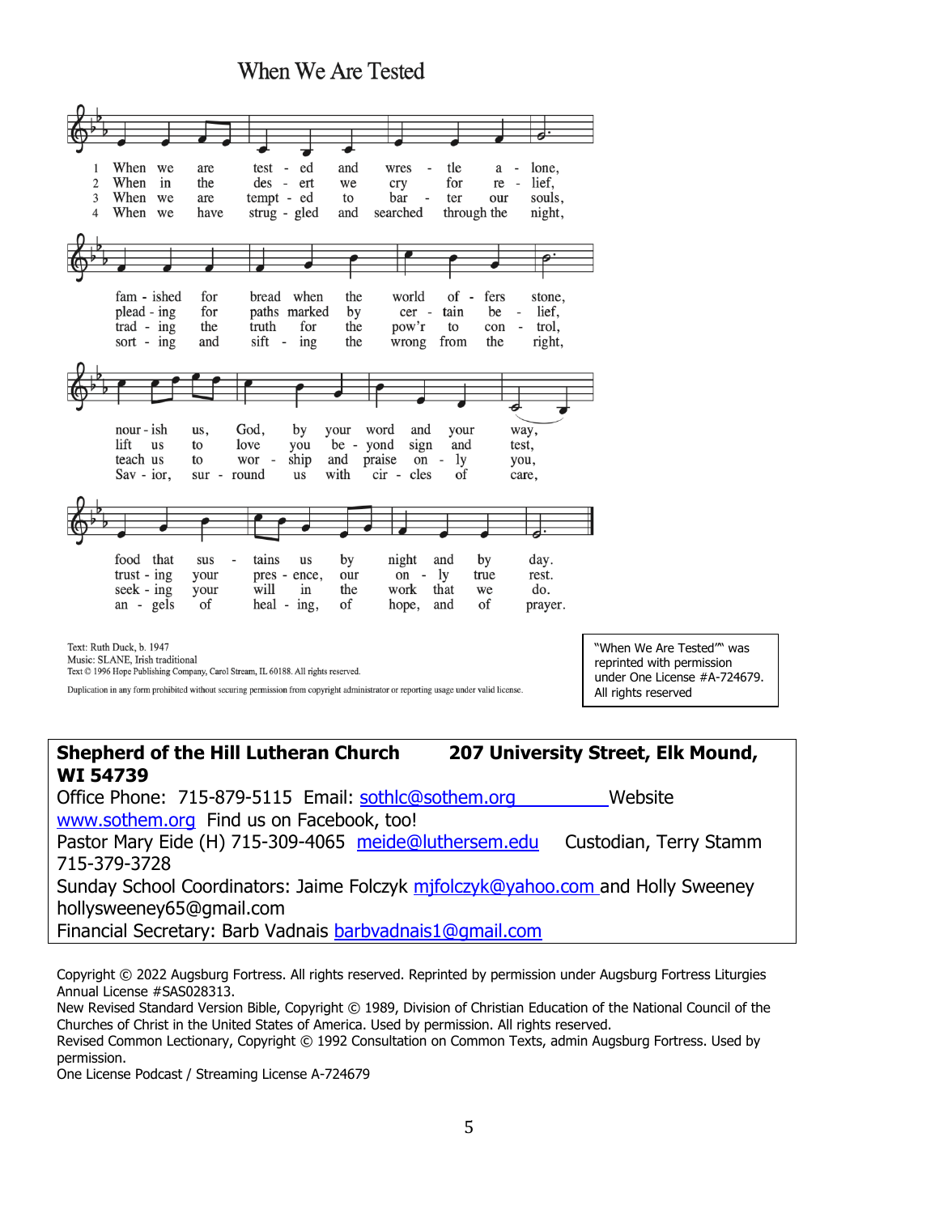# When We Are Tested

1 When we are tested and wrestle alone, famished for bread when the world offers stone, nourish us, God, by your word and your way, food that sustains us by night and by day.

2 When in the desert we cry for relief, pleading for paths marked by certain belief, lift us to love you beyond sign and test, trusting your presence, our only true rest.

3 When we are tempted to barter our souls, trading the truth for the power to control, teach us to worship and praise only you, seeking your will in the work that we do.

4 When we have struggled and searched through the night, sorting and sifting the wrong from the right, Savior, surround us with circles of care, angels of healing, of hope, and of prayer.

Text: Ruth Duck, b. 1947
Music: SLANE, Irish traditional
Text © 1996 Hope Publishing Company, Carol Stream, IL 60188. All rights reserved.

Duplication in any form prohibited without securing permission from copyright administrator or reporting usage under valid license.

"When We Are Tested"" was reprinted with permission under One License #A-724679. All rights reserved

**Shepherd of the Hill Lutheran Church 207 University Street, Elk Mound, WI 54739**
Office Phone: 715-879-5115 Email: sothlc@sothem.org Website www.sothem.org Find us on Facebook, too!
Pastor Mary Eide (H) 715-309-4065 meide@luthersem.edu Custodian, Terry Stamm 715-379-3728
Sunday School Coordinators: Jaime Folczyk mjfolczyk@yahoo.com and Holly Sweeney hollysweeney65@gmail.com
Financial Secretary: Barb Vadnais barbvadnais1@gmail.com

Copyright © 2022 Augsburg Fortress. All rights reserved. Reprinted by permission under Augsburg Fortress Liturgies Annual License #SAS028313.
New Revised Standard Version Bible, Copyright © 1989, Division of Christian Education of the National Council of the Churches of Christ in the United States of America. Used by permission. All rights reserved.
Revised Common Lectionary, Copyright © 1992 Consultation on Common Texts, admin Augsburg Fortress. Used by permission.
One License Podcast / Streaming License A-724679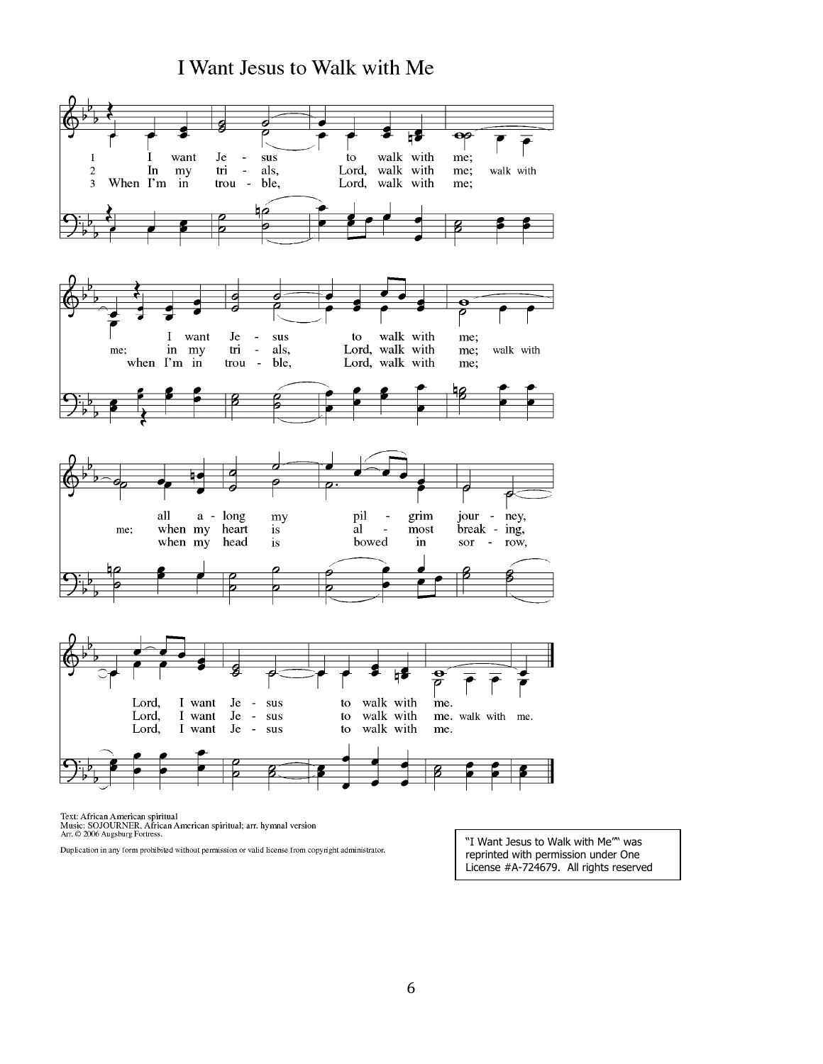# I Want Jesus to Walk with Me

1. I want Jesus to walk with me; I want Jesus to walk with me; all along my pilgrim journey, Lord, I want Jesus to walk with me.
2. In my trials, Lord, walk with me; walk with me; in my trials, Lord, walk with me; when my heart is almost breaking, Lord, I want Jesus to walk with me. walk with me.
3. When I'm in trouble, Lord, walk with me; when I'm in trouble, Lord, walk with me; when my head is bowed in sorrow, Lord, I want Jesus to walk with me.

Text: African American spiritual
Music: SOJOURNER, African American spiritual; arr. hymnal version
Arr. © 2006 Augsburg Fortress.

Duplication in any form prohibited without permission or valid license from copyright administrator.

"I Want Jesus to Walk with Me" was reprinted with permission under One License #A-724679. All rights reserved